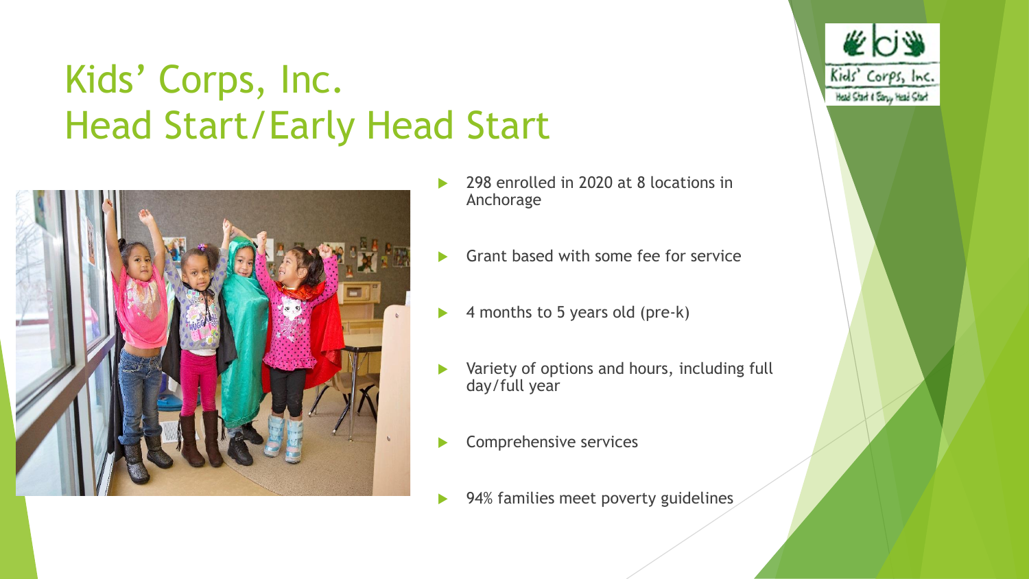# Kids' Corps, Inc.
# Head Start/Early Head Start

- 298 enrolled in 2020 at 8 locations in Anchorage
- Grant based with some fee for service
- 4 months to 5 years old (pre-k)
- Variety of options and hours, including full day/full year
- Comprehensive services
- 94% families meet poverty guidelines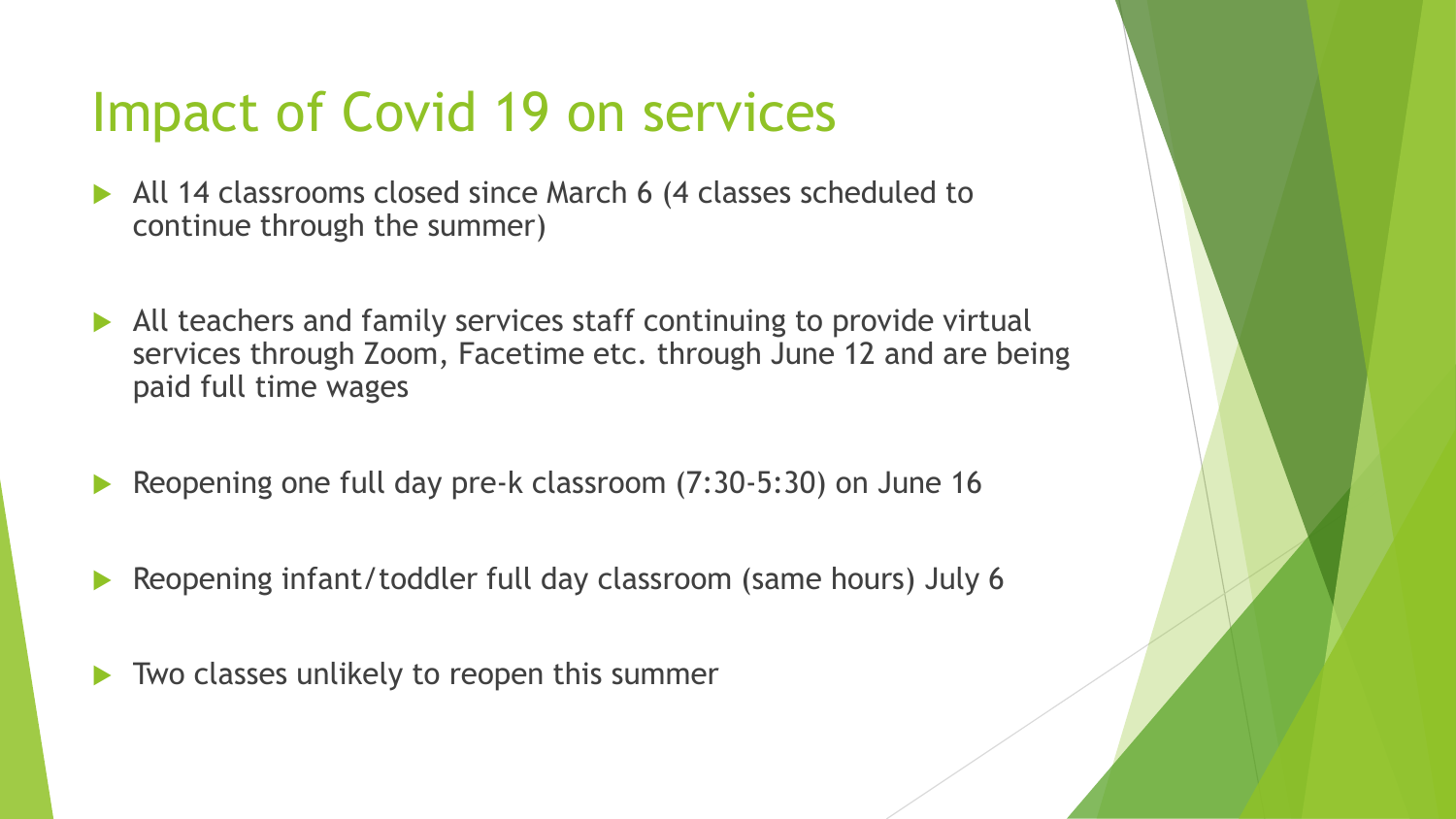# Impact of Covid 19 on services

- All 14 classrooms closed since March 6 (4 classes scheduled to continue through the summer)
- All teachers and family services staff continuing to provide virtual services through Zoom, Facetime etc. through June 12 and are being paid full time wages
- Reopening one full day pre-k classroom (7:30-5:30) on June 16
- Reopening infant/toddler full day classroom (same hours) July 6
- Two classes unlikely to reopen this summer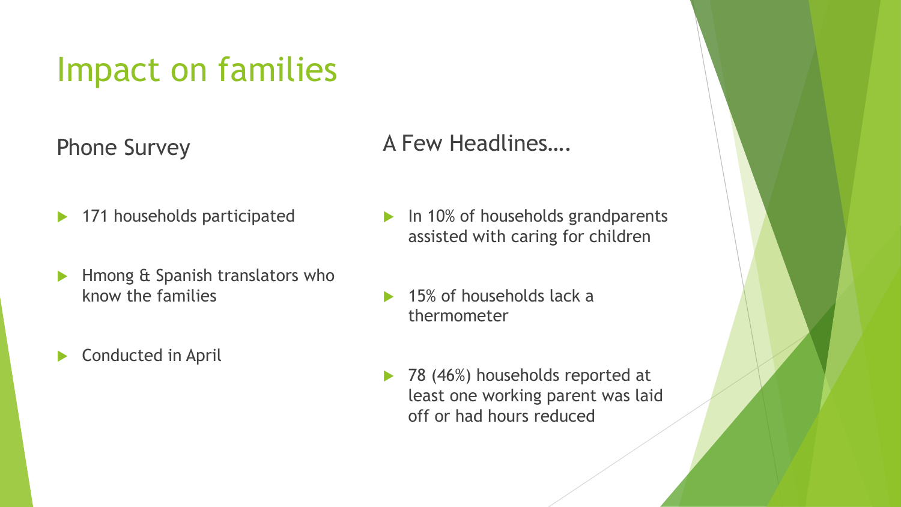# Impact on families

## Phone Survey

- 171 households participated
- Hmong & Spanish translators who know the families
- Conducted in April

## A Few Headlines….

- In 10% of households grandparents assisted with caring for children
- 15% of households lack a thermometer
- 78 (46%) households reported at least one working parent was laid off or had hours reduced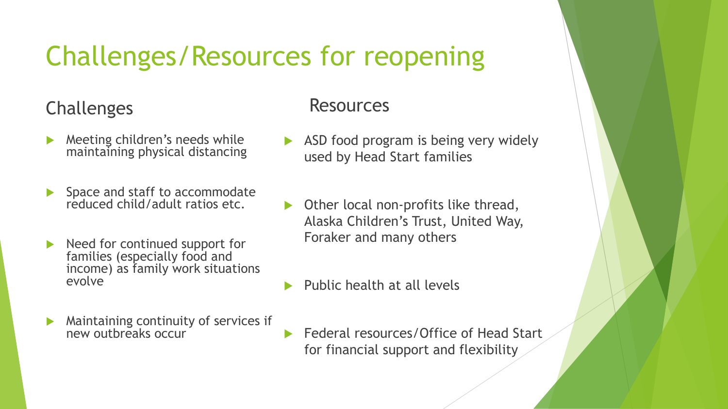# Challenges/Resources for reopening

## Challenges

- Meeting children's needs while maintaining physical distancing
- Space and staff to accommodate reduced child/adult ratios etc.
- Need for continued support for families (especially food and income) as family work situations evolve
- Maintaining continuity of services if new outbreaks occur

## Resources

- ASD food program is being very widely used by Head Start families
- Other local non-profits like thread, Alaska Children's Trust, United Way, Foraker and many others
- Public health at all levels
- Federal resources/Office of Head Start for financial support and flexibility